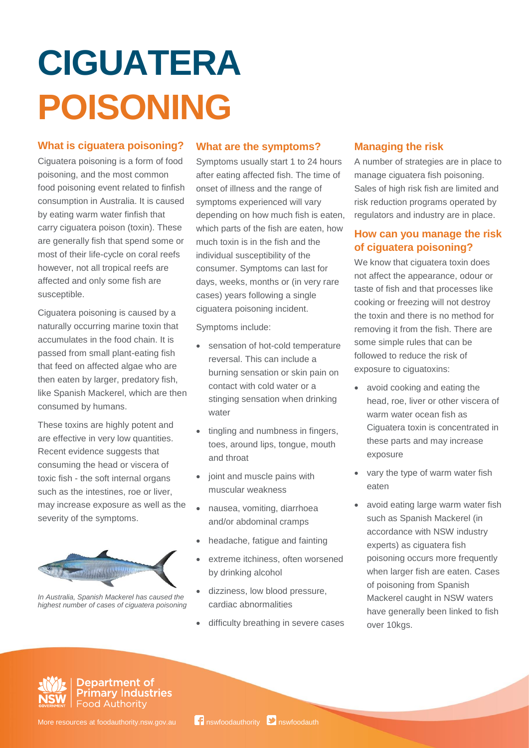# CIGUATERA POISONING

## What is ciguatera poisoning?

Ciguatera poisoning is a form of food poisoning, and the most common food poisoning event related to finfish consumption in Australia. It is caused by eating warm water finfish that carry ciguatera poison (toxin). These are generally fish that spend some or most of their life-cycle on coral reefs however, not all tropical reefs are affected and only some fish are susceptible.

Ciguatera poisoning is caused by a naturally occurring marine toxin that accumulates in the food chain. It is passed from small plant-eating fish that feed on affected algae who are then eaten by larger, predatory fish, like Spanish Mackerel, which are then consumed by humans.

These toxins are highly potent and are effective in very low quantities. Recent evidence suggests that consuming the head or viscera of toxic fish - the soft internal organs such as the intestines, roe or liver, may increase exposure as well as the severity of the symptoms.

*In Australia, Spanish Mackerel has caused the highest number of cases of ciguatera poisoning*

## What are the symptoms?

Symptoms usually start 1 to 24 hours after eating affected fish. The time of onset of illness and the range of symptoms experienced will vary depending on how much fish is eaten, which parts of the fish are eaten, how much toxin is in the fish and the individual susceptibility of the consumer. Symptoms can last for days, weeks, months or (in very rare cases) years following a single ciguatera poisoning incident.

Symptoms include:

- sensation of hot-cold temperature reversal. This can include a burning sensation or skin pain on contact with cold water or a stinging sensation when drinking water
- tingling and numbness in fingers, toes, around lips, tongue, mouth and throat
- joint and muscle pains with muscular weakness
- nausea, vomiting, diarrhoea and/or abdominal cramps
- headache, fatigue and fainting
- extreme itchiness, often worsened by drinking alcohol
- dizziness, low blood pressure, cardiac abnormalities
- difficulty breathing in severe cases

## Managing the risk

A number of strategies are in place to manage ciguatera fish poisoning. Sales of high risk fish are limited and risk reduction programs operated by regulators and industry are in place.

## How can you manage the risk of ciguatera poisoning?

We know that ciguatera toxin does not affect the appearance, odour or taste of fish and that processes like cooking or freezing will not destroy the toxin and there is no method for removing it from the fish. There are some simple rules that can be followed to reduce the risk of exposure to ciguatoxins:

- avoid cooking and eating the head, roe, liver or other viscera of warm water ocean fish as Ciguatera toxin is concentrated in these parts and may increase exposure
- vary the type of warm water fish eaten
- avoid eating large warm water fish such as Spanish Mackerel (in accordance with NSW industry experts) as ciguatera fish poisoning occurs more frequently when larger fish are eaten. Cases of poisoning from Spanish Mackerel caught in NSW waters have generally been linked to fish over 10kgs.

Department of Primary Industries | Food Authority

More resources at foodauthority.nsw.gov.au | nswfoodauthority | nswfoodauth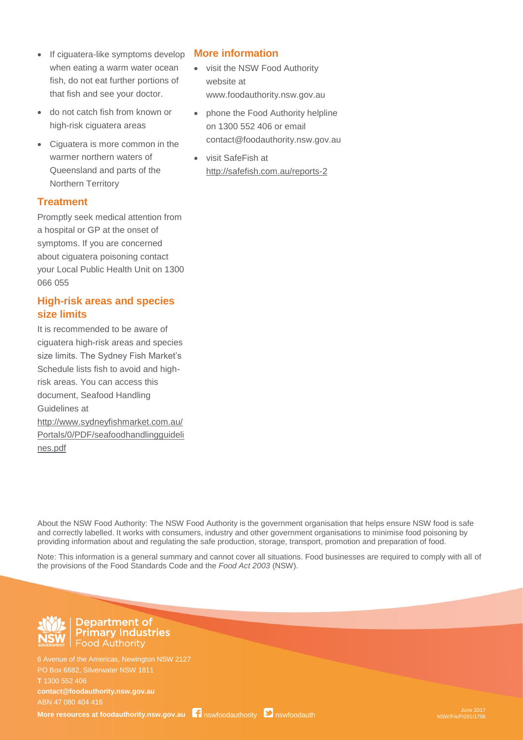- If ciguatera-like symptoms develop when eating a warm water ocean fish, do not eat further portions of that fish and see your doctor.
- do not catch fish from known or high-risk ciguatera areas
- Ciguatera is more common in the warmer northern waters of Queensland and parts of the Northern Territory

## Treatment

Promptly seek medical attention from a hospital or GP at the onset of symptoms. If you are concerned about ciguatera poisoning contact your Local Public Health Unit on 1300 066 055

## High-risk areas and species size limits

It is recommended to be aware of ciguatera high-risk areas and species size limits. The Sydney Fish Market's Schedule lists fish to avoid and high-risk areas. You can access this document, Seafood Handling Guidelines at http://www.sydneyfishmarket.com.au/Portals/0/PDF/seafoodhandlingguidelines.pdf

## More information

- visit the NSW Food Authority website at www.foodauthority.nsw.gov.au
- phone the Food Authority helpline on 1300 552 406 or email contact@foodauthority.nsw.gov.au
- visit SafeFish at http://safefish.com.au/reports-2

About the NSW Food Authority: The NSW Food Authority is the government organisation that helps ensure NSW food is safe and correctly labelled. It works with consumers, industry and other government organisations to minimise food poisoning by providing information about and regulating the safe production, storage, transport, promotion and preparation of food.

Note: This information is a general summary and cannot cover all situations. Food businesses are required to comply with all of the provisions of the Food Standards Code and the *Food Act 2003* (NSW).

Department of Primary Industries
Food Authority

6 Avenue of the Americas, Newington NSW 2127
PO Box 6682, Silverwater NSW 1811
**T** 1300 552 406
**contact@foodauthority.nsw.gov.au**
ABN 47 080 404 416

**More resources at foodauthority.nsw.gov.au** nswfoodauthority nswfoodauth

June 2017
NSW/FA/FI291/1706